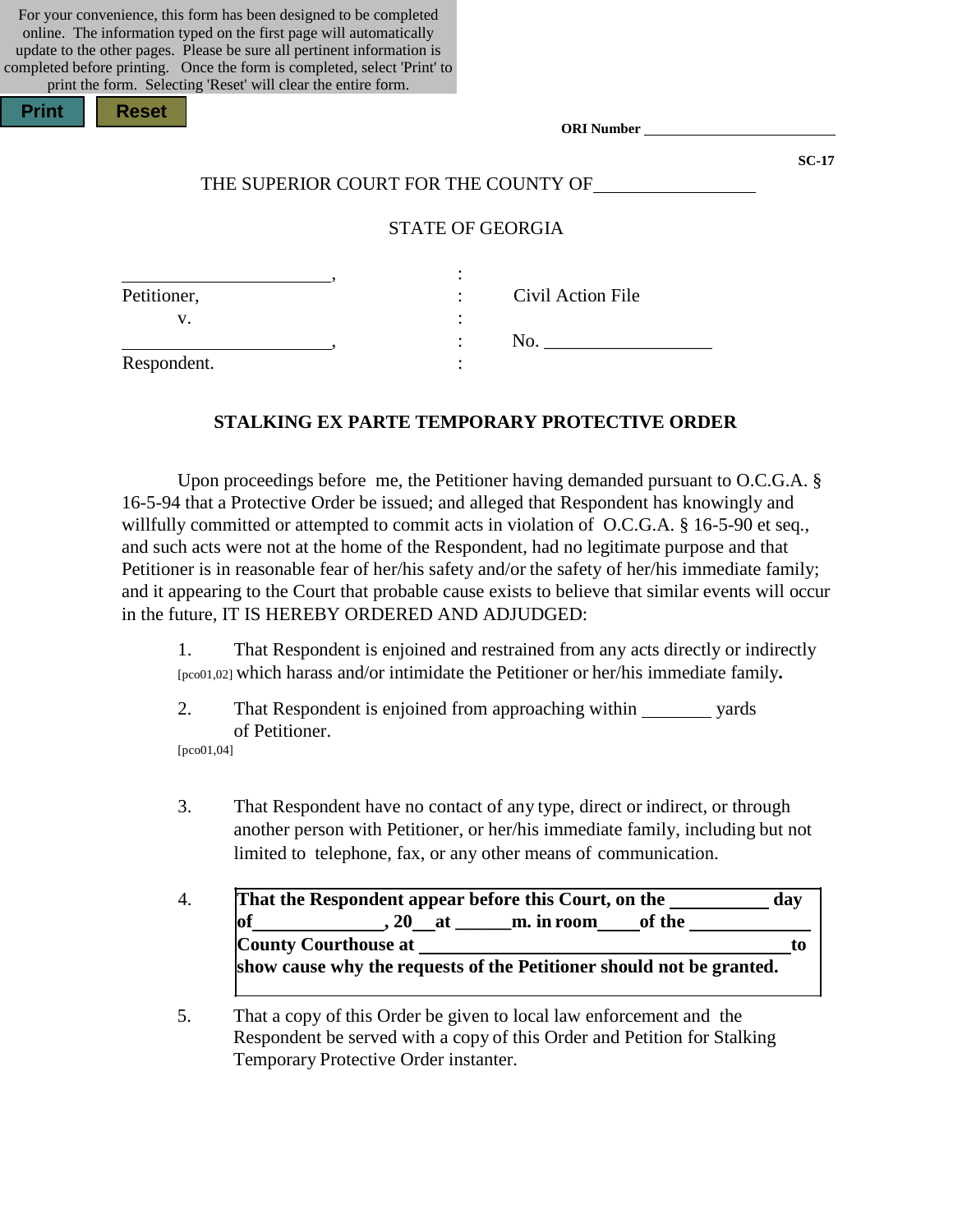For your convenience, this form has been designed to be completed online. The information typed on the first page will automatically update to the other pages. Please be sure all pertinent information is completed before printing. Once the form is completed, select 'Print' to print the form. Selecting 'Reset' will clear the entire form.

Print Reset

**ORI Number** ______________________

**SC-17**

THE SUPERIOR COURT FOR THE COUNTY OF________________

STATE OF GEORGIA

| | | |
|---|---|---|
| ______________________, | : | |
| Petitioner, | : | Civil Action File |
| v. | : | |
| ______________________, | : | No. _________________ |
| Respondent. | : | |

## STALKING EX PARTE TEMPORARY PROTECTIVE ORDER

Upon proceedings before me, the Petitioner having demanded pursuant to O.C.G.A. § 16-5-94 that a Protective Order be issued; and alleged that Respondent has knowingly and willfully committed or attempted to commit acts in violation of O.C.G.A. § 16-5-90 et seq., and such acts were not at the home of the Respondent, had no legitimate purpose and that Petitioner is in reasonable fear of her/his safety and/or the safety of her/his immediate family; and it appearing to the Court that probable cause exists to believe that similar events will occur in the future, IT IS HEREBY ORDERED AND ADJUDGED:

1. That Respondent is enjoined and restrained from any acts directly or indirectly [pco01,02] which harass and/or intimidate the Petitioner or her/his immediate family**.**

2. That Respondent is enjoined from approaching within _______ yards of Petitioner.
[pco01,04]

3. That Respondent have no contact of any type, direct or indirect, or through another person with Petitioner, or her/his immediate family, including but not limited to telephone, fax, or any other means of communication.

4. **That the Respondent appear before this Court, on the __________ day of_____________, 20__at ______m. in room____of the ____________ County Courthouse at _____________________________________to show cause why the requests of the Petitioner should not be granted.**

5. That a copy of this Order be given to local law enforcement and the Respondent be served with a copy of this Order and Petition for Stalking Temporary Protective Order instanter.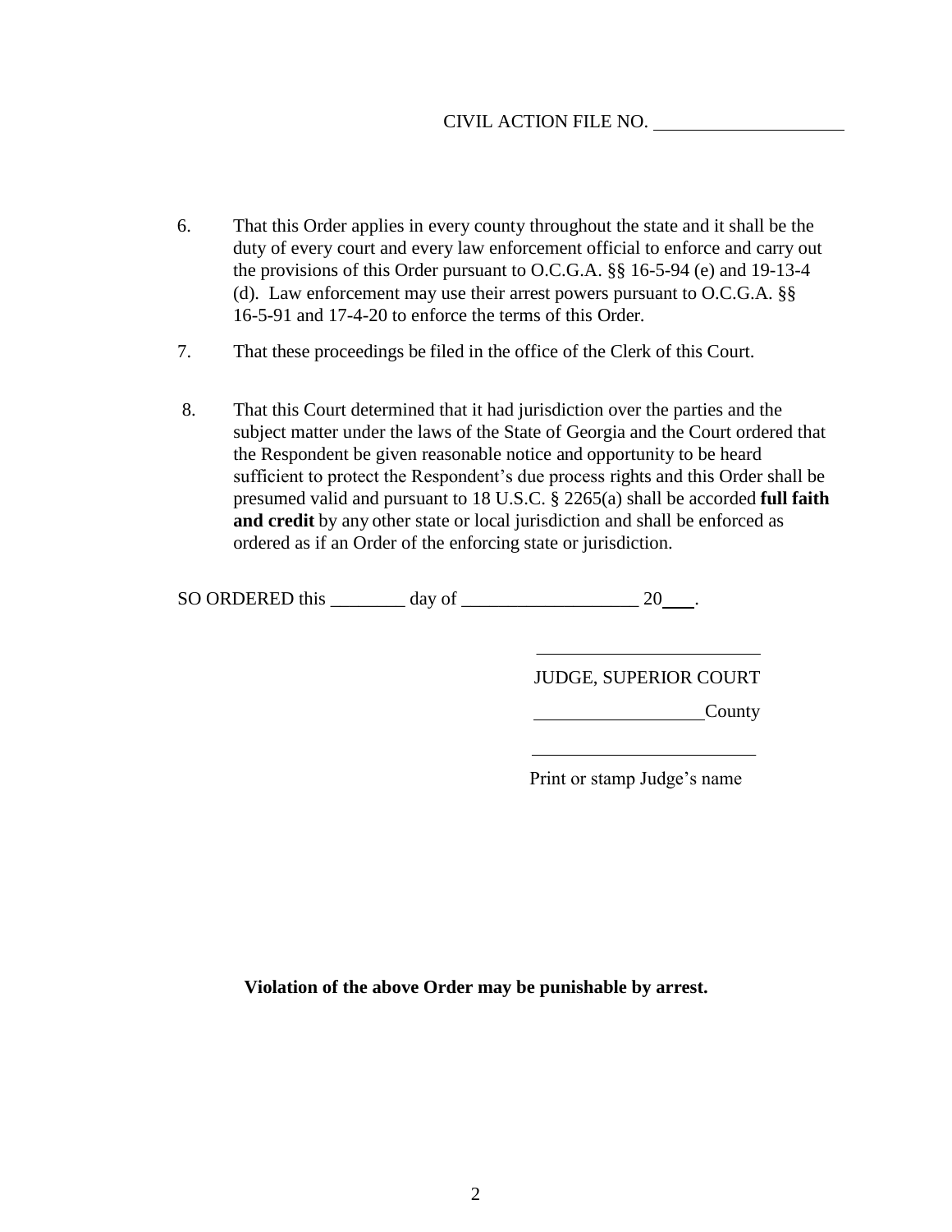CIVIL ACTION FILE NO. ____________________

6. That this Order applies in every county throughout the state and it shall be the duty of every court and every law enforcement official to enforce and carry out the provisions of this Order pursuant to O.C.G.A. §§ 16-5-94 (e) and 19-13-4 (d). Law enforcement may use their arrest powers pursuant to O.C.G.A. §§ 16-5-91 and 17-4-20 to enforce the terms of this Order.

7. That these proceedings be filed in the office of the Clerk of this Court.

8. That this Court determined that it had jurisdiction over the parties and the subject matter under the laws of the State of Georgia and the Court ordered that the Respondent be given reasonable notice and opportunity to be heard sufficient to protect the Respondent's due process rights and this Order shall be presumed valid and pursuant to 18 U.S.C. § 2265(a) shall be accorded **full faith and credit** by any other state or local jurisdiction and shall be enforced as ordered as if an Order of the enforcing state or jurisdiction.

SO ORDERED this ________ day of ___________________ 20___.

________________________

JUDGE, SUPERIOR COURT

__________________County

________________________

Print or stamp Judge's name

**Violation of the above Order may be punishable by arrest.**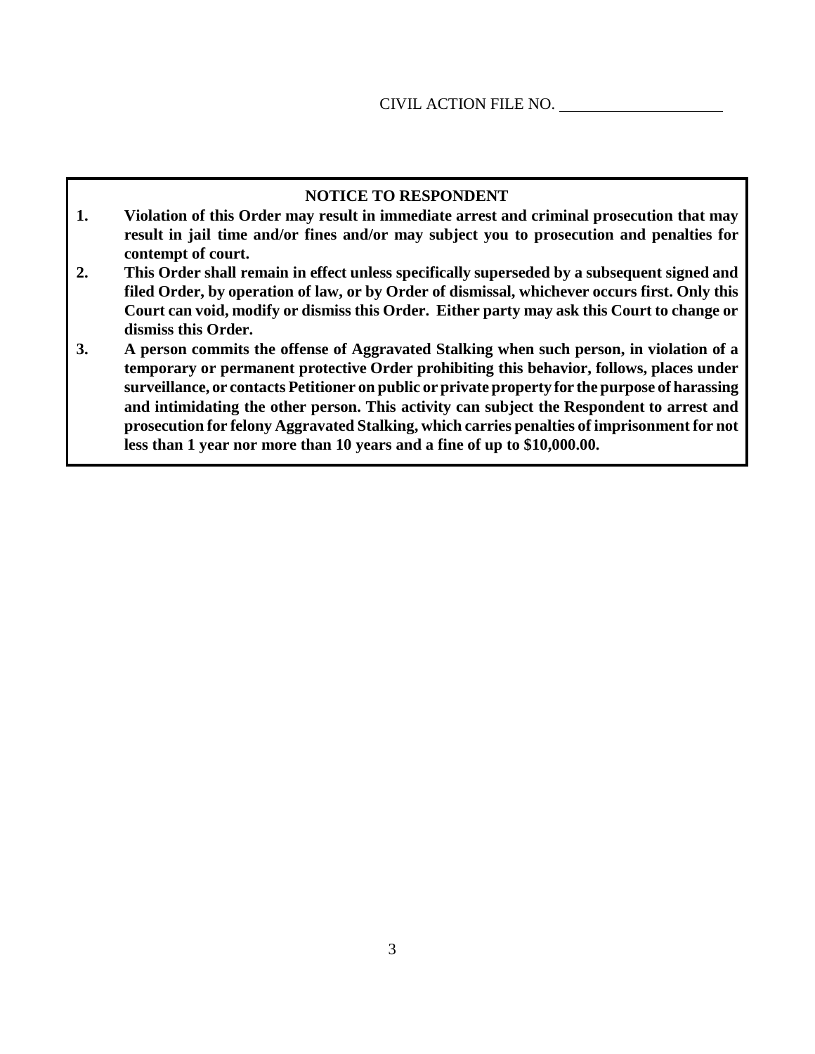CIVIL ACTION FILE NO. ____________________

**NOTICE TO RESPONDENT**

1. **Violation of this Order may result in immediate arrest and criminal prosecution that may result in jail time and/or fines and/or may subject you to prosecution and penalties for contempt of court.**
2. **This Order shall remain in effect unless specifically superseded by a subsequent signed and filed Order, by operation of law, or by Order of dismissal, whichever occurs first. Only this Court can void, modify or dismiss this Order. Either party may ask this Court to change or dismiss this Order.**
3. **A person commits the offense of Aggravated Stalking when such person, in violation of a temporary or permanent protective Order prohibiting this behavior, follows, places under surveillance, or contacts Petitioner on public or private property for the purpose of harassing and intimidating the other person. This activity can subject the Respondent to arrest and prosecution for felony Aggravated Stalking, which carries penalties of imprisonment for not less than 1 year nor more than 10 years and a fine of up to $10,000.00.**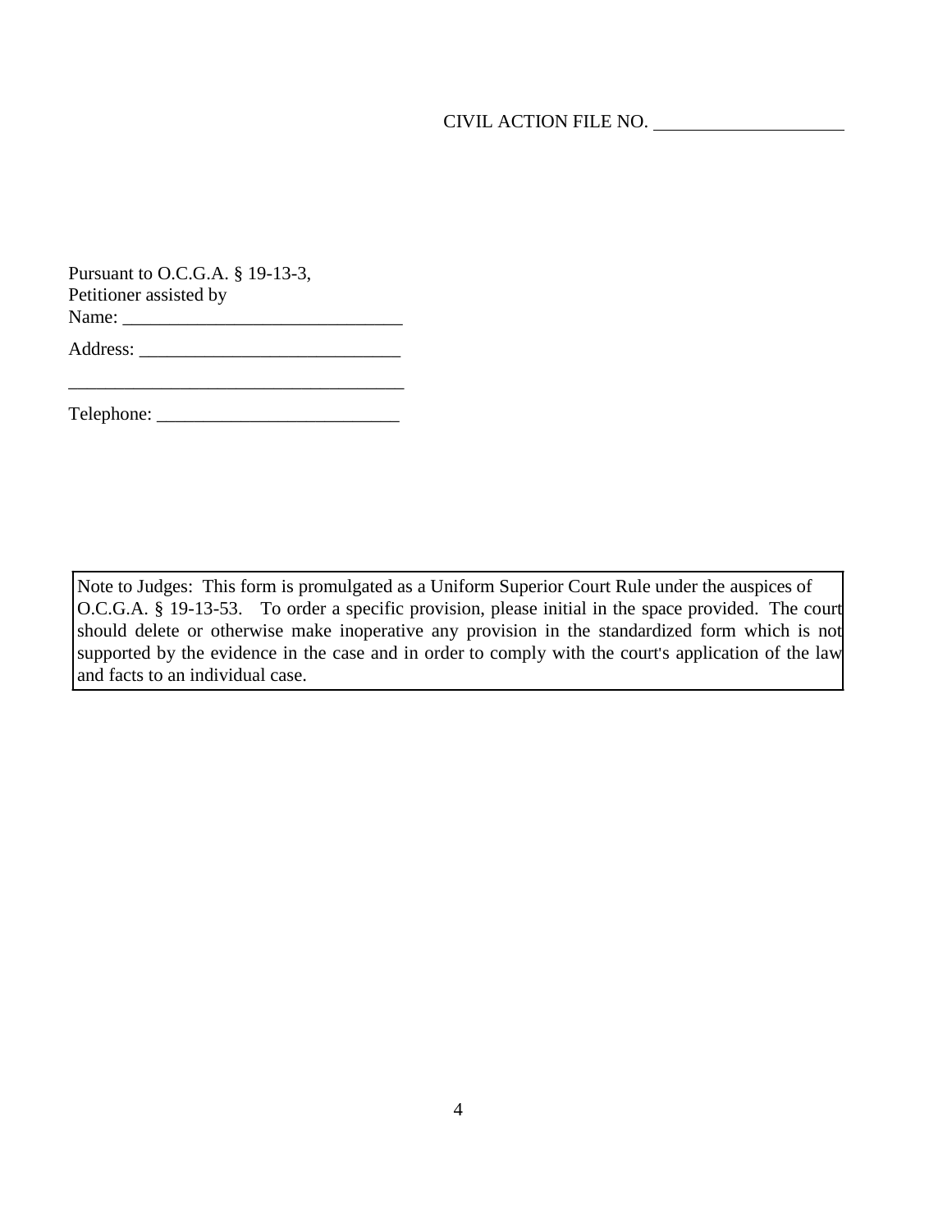CIVIL ACTION FILE NO. ____________________

Pursuant to O.C.G.A. § 19-13-3,
Petitioner assisted by
Name: ______________________________

Address: ____________________________

____________________________________

Telephone: __________________________

Note to Judges: This form is promulgated as a Uniform Superior Court Rule under the auspices of O.C.G.A. § 19-13-53. To order a specific provision, please initial in the space provided. The court should delete or otherwise make inoperative any provision in the standardized form which is not supported by the evidence in the case and in order to comply with the court's application of the law and facts to an individual case.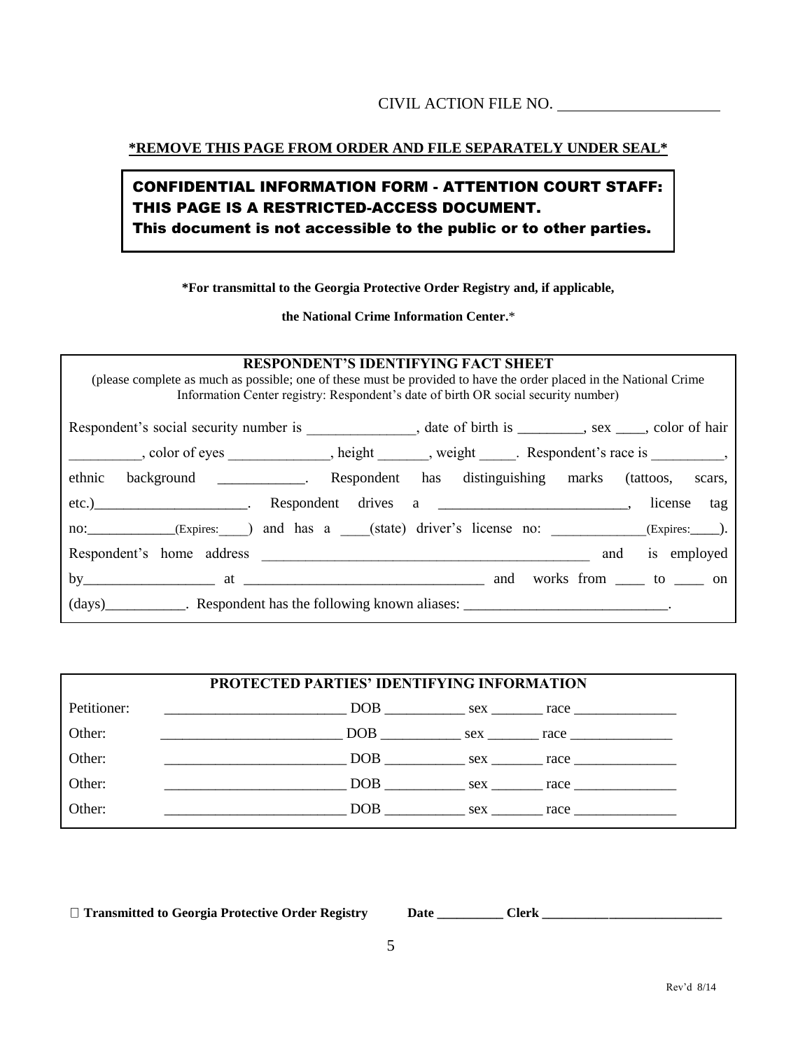CIVIL ACTION FILE NO. ____________________

**\*REMOVE THIS PAGE FROM ORDER AND FILE SEPARATELY UNDER SEAL\***

**CONFIDENTIAL INFORMATION FORM - ATTENTION COURT STAFF: THIS PAGE IS A RESTRICTED-ACCESS DOCUMENT.**
**This document is not accessible to the public or to other parties.**

**\*For transmittal to the Georgia Protective Order Registry and, if applicable,**

**the National Crime Information Center.**\*

**RESPONDENT'S IDENTIFYING FACT SHEET**

(please complete as much as possible; one of these must be provided to have the order placed in the National Crime Information Center registry: Respondent's date of birth OR social security number)

Respondent's social security number is _______________, date of birth is _________, sex ____, color of hair __________, color of eyes ______________, height _______, weight _____. Respondent's race is __________, ethnic background ____________. Respondent has distinguishing marks (tattoos, scars, etc.)_____________________. Respondent drives a __________________________, license tag no:_____________(Expires:_____) and has a ____(state) driver's license no: ______________(Expires:_____). Respondent's home address _______________________________________________ and is employed by__________________ at _________________________________ and works from ____ to ____ on (days)___________. Respondent has the following known aliases: ____________________________.

**PROTECTED PARTIES' IDENTIFYING INFORMATION**

Petitioner: _________________________ DOB ___________ sex _______ race ______________

Other: _________________________ DOB ___________ sex _______ race ______________

Other: _________________________ DOB ___________ sex _______ race ______________

Other: _________________________ DOB ___________ sex _______ race ______________

Other: _________________________ DOB ___________ sex _______ race ______________

☐ **Transmitted to Georgia Protective Order Registry** **Date __________ Clerk ____________________________**

Rev'd 8/14